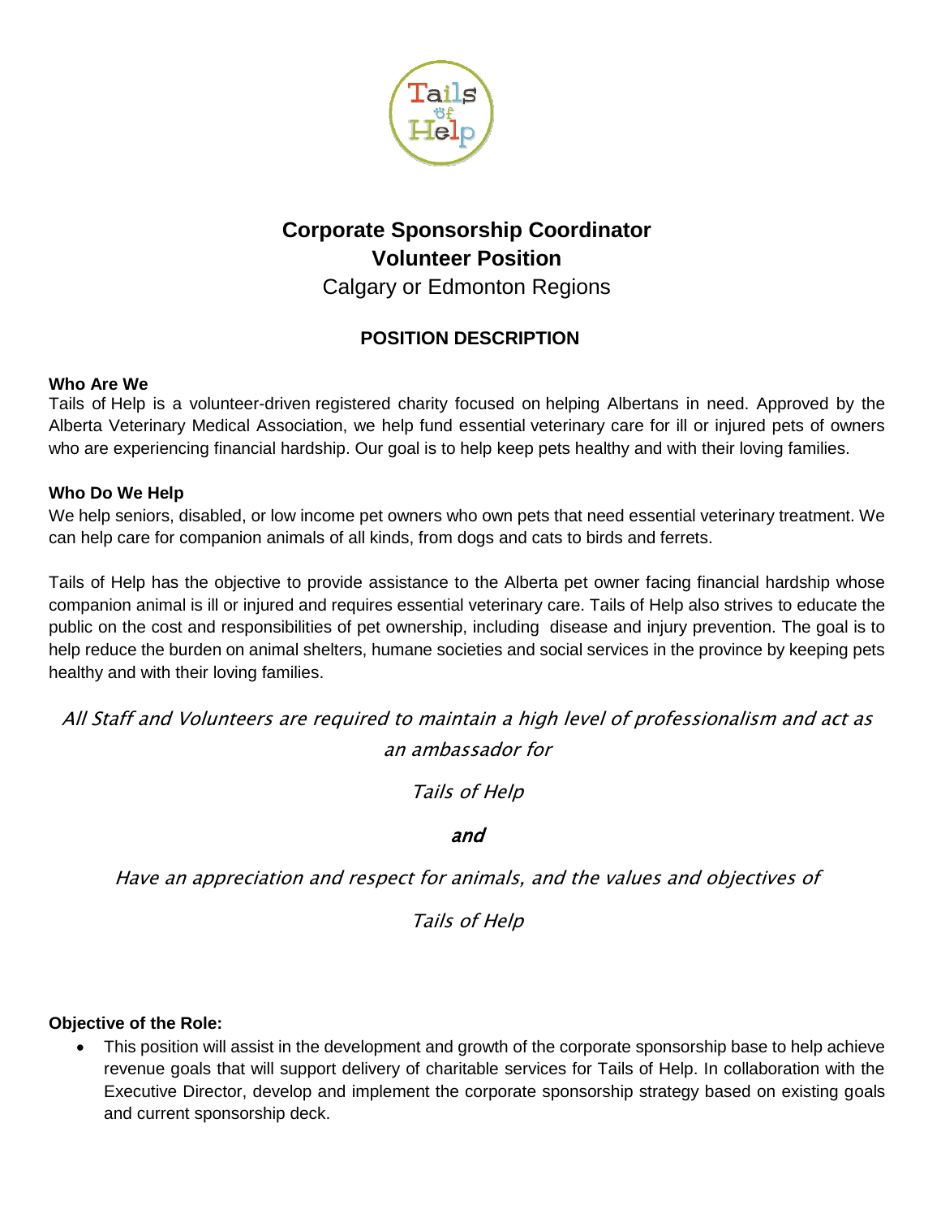# Corporate Sponsorship Coordinator
## Volunteer Position

Calgary or Edmonton Regions

### POSITION DESCRIPTION

**Who Are We**

Tails of Help is a volunteer-driven registered charity focused on helping Albertans in need. Approved by the Alberta Veterinary Medical Association, we help fund essential veterinary care for ill or injured pets of owners who are experiencing financial hardship. Our goal is to help keep pets healthy and with their loving families.

**Who Do We Help**

We help seniors, disabled, or low income pet owners who own pets that need essential veterinary treatment. We can help care for companion animals of all kinds, from dogs and cats to birds and ferrets.

Tails of Help has the objective to provide assistance to the Alberta pet owner facing financial hardship whose companion animal is ill or injured and requires essential veterinary care. Tails of Help also strives to educate the public on the cost and responsibilities of pet ownership, including disease and injury prevention. The goal is to help reduce the burden on animal shelters, humane societies and social services in the province by keeping pets healthy and with their loving families.

*All Staff and Volunteers are required to maintain a high level of professionalism and act as an ambassador for*

*Tails of Help*

***and***

*Have an appreciation and respect for animals, and the values and objectives of*

*Tails of Help*

**Objective of the Role:**

- This position will assist in the development and growth of the corporate sponsorship base to help achieve revenue goals that will support delivery of charitable services for Tails of Help. In collaboration with the Executive Director, develop and implement the corporate sponsorship strategy based on existing goals and current sponsorship deck.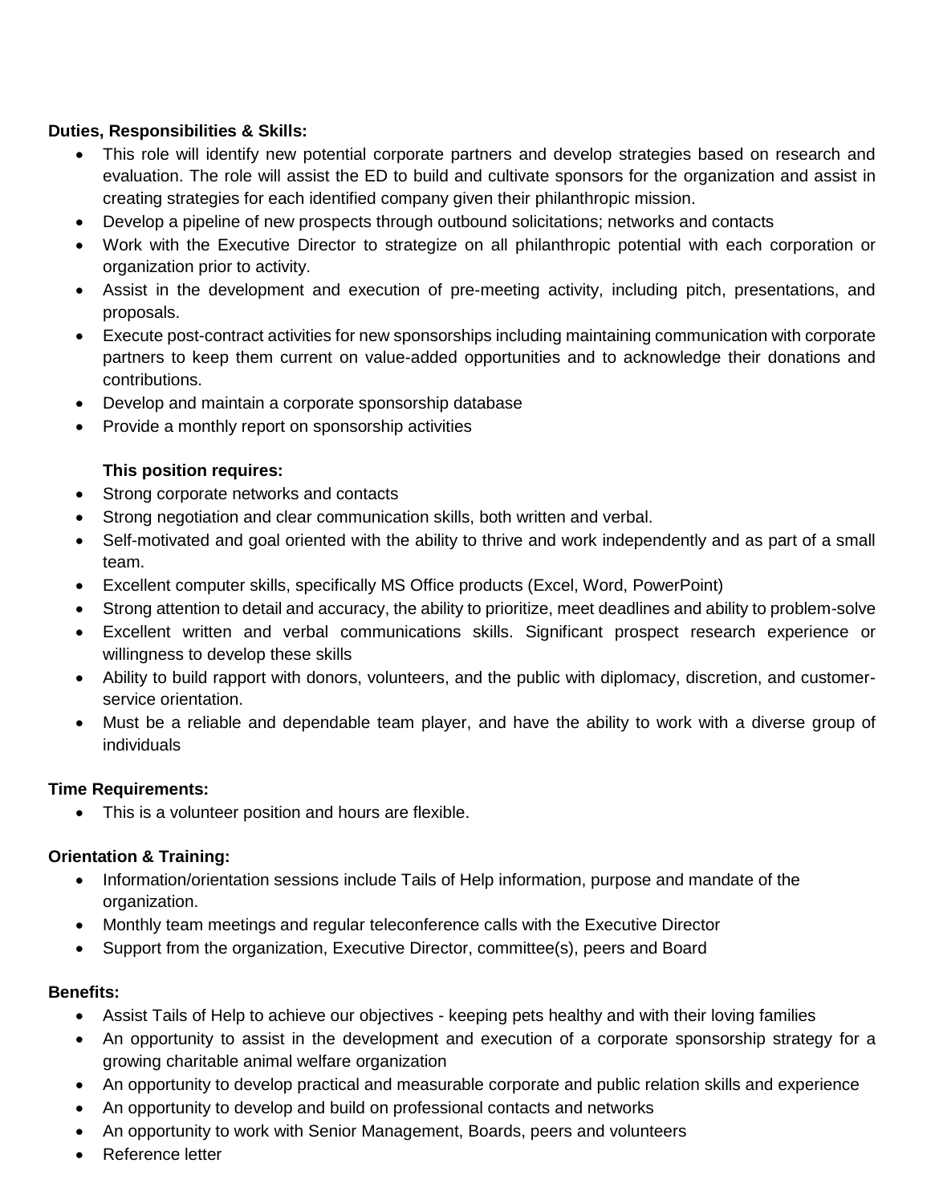**Duties, Responsibilities & Skills:**

- This role will identify new potential corporate partners and develop strategies based on research and evaluation. The role will assist the ED to build and cultivate sponsors for the organization and assist in creating strategies for each identified company given their philanthropic mission.
- Develop a pipeline of new prospects through outbound solicitations; networks and contacts
- Work with the Executive Director to strategize on all philanthropic potential with each corporation or organization prior to activity.
- Assist in the development and execution of pre-meeting activity, including pitch, presentations, and proposals.
- Execute post-contract activities for new sponsorships including maintaining communication with corporate partners to keep them current on value-added opportunities and to acknowledge their donations and contributions.
- Develop and maintain a corporate sponsorship database
- Provide a monthly report on sponsorship activities

**This position requires:**

- Strong corporate networks and contacts
- Strong negotiation and clear communication skills, both written and verbal.
- Self-motivated and goal oriented with the ability to thrive and work independently and as part of a small team.
- Excellent computer skills, specifically MS Office products (Excel, Word, PowerPoint)
- Strong attention to detail and accuracy, the ability to prioritize, meet deadlines and ability to problem-solve
- Excellent written and verbal communications skills. Significant prospect research experience or willingness to develop these skills
- Ability to build rapport with donors, volunteers, and the public with diplomacy, discretion, and customer-service orientation.
- Must be a reliable and dependable team player, and have the ability to work with a diverse group of individuals

**Time Requirements:**

- This is a volunteer position and hours are flexible.

**Orientation & Training:**

- Information/orientation sessions include Tails of Help information, purpose and mandate of the organization.
- Monthly team meetings and regular teleconference calls with the Executive Director
- Support from the organization, Executive Director, committee(s), peers and Board

**Benefits:**

- Assist Tails of Help to achieve our objectives - keeping pets healthy and with their loving families
- An opportunity to assist in the development and execution of a corporate sponsorship strategy for a growing charitable animal welfare organization
- An opportunity to develop practical and measurable corporate and public relation skills and experience
- An opportunity to develop and build on professional contacts and networks
- An opportunity to work with Senior Management, Boards, peers and volunteers
- Reference letter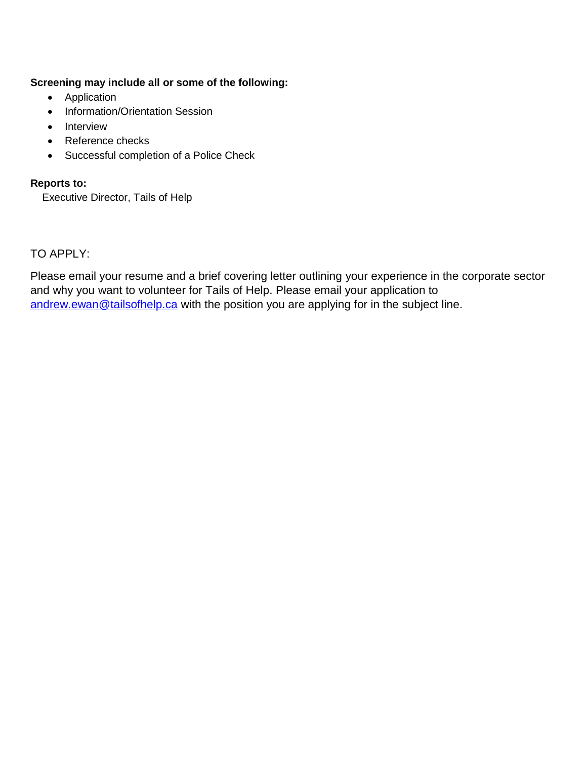**Screening may include all or some of the following:**

- Application
- Information/Orientation Session
- Interview
- Reference checks
- Successful completion of a Police Check

**Reports to:**

Executive Director, Tails of Help

TO APPLY:

Please email your resume and a brief covering letter outlining your experience in the corporate sector and why you want to volunteer for Tails of Help. Please email your application to andrew.ewan@tailsofhelp.ca with the position you are applying for in the subject line.